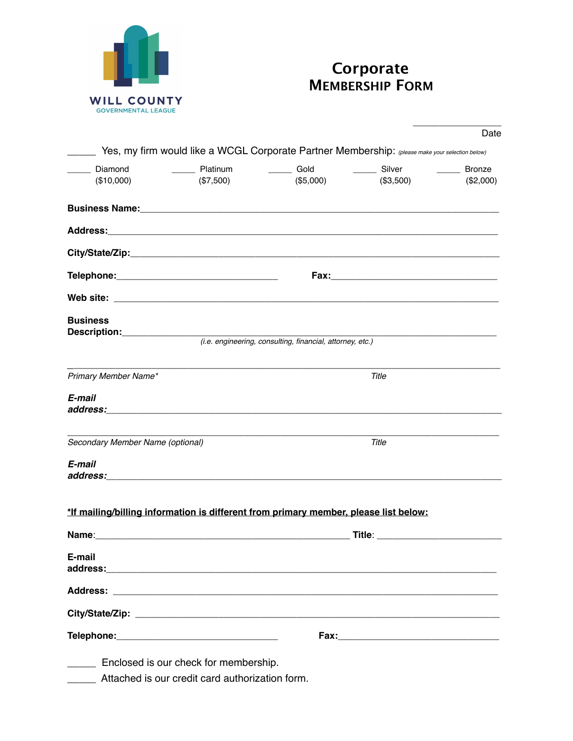WILL COUNTY
GOVERNMENTAL LEAGUE

# Corporate
# MEMBERSHIP FORM

_________________
Date

_____ Yes, my firm would like a WCGL Corporate Partner Membership: *(please make your selection below)*

_____ Diamond ($10,000) _____ Platinum ($7,500) _____ Gold ($5,000) _____ Silver ($3,500) _____ Bronze ($2,000)

**Business Name:**_______________________________________________________________

**Address:**_____________________________________________________________________

**City/State/Zip:**_______________________________________________________________

**Telephone:**_____________________________ **Fax:**________________________________

**Web site:** ____________________________________________________________________

**Business Description:**__________________________________________________________
*(i.e. engineering, consulting, financial, attorney, etc.)*

_________________________________________________________________________________
*Primary Member Name** *Title*

***E-mail address:***______________________________________________________________

_________________________________________________________________________________
*Secondary Member Name (optional)* *Title*

***E-mail address:***______________________________________________________________

**\*If mailing/billing information is different from primary member, please list below:**

**Name**:_______________________________________________ **Title**: ____________________

**E-mail address:**_________________________________________________________________

**Address:** _____________________________________________________________________

**City/State/Zip:** ________________________________________________________________

**Telephone:**_____________________________ **Fax:**________________________________

_____ Enclosed is our check for membership.
_____ Attached is our credit card authorization form.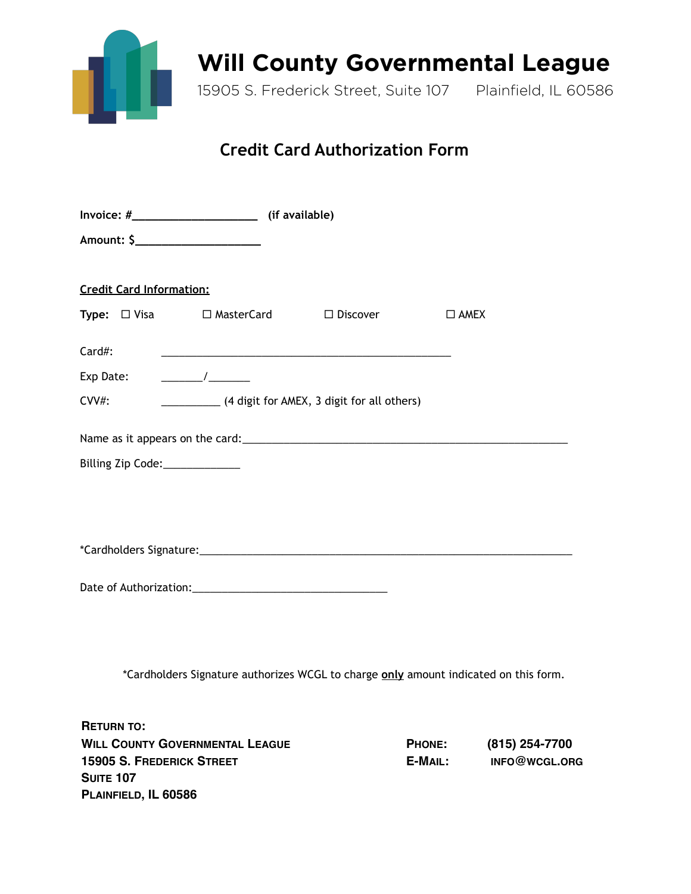# Will County Governmental League

15905 S. Frederick Street, Suite 107 Plainfield, IL 60586

## Credit Card Authorization Form

**Invoice: #____________________ (if available)**

**Amount: $____________________**

**Credit Card Information:**

**Type:** ☐ Visa ☐ MasterCard ☐ Discover ☐ AMEX

Card#: ______________________________________________

Exp Date: _______/_______

CVV#: __________ (4 digit for AMEX, 3 digit for all others)

Name as it appears on the card:____________________________________________________

Billing Zip Code:_____________

*Cardholders Signature:____________________________________________________________

Date of Authorization:_________________________________

*Cardholders Signature authorizes WCGL to charge **only** amount indicated on this form.

**RETURN TO:**
**WILL COUNTY GOVERNMENTAL LEAGUE**
**15905 S. FREDERICK STREET**
**SUITE 107**
**PLAINFIELD, IL 60586**

**PHONE:** **(815) 254-7700**
**E-MAIL:** **INFO@WCGL.ORG**